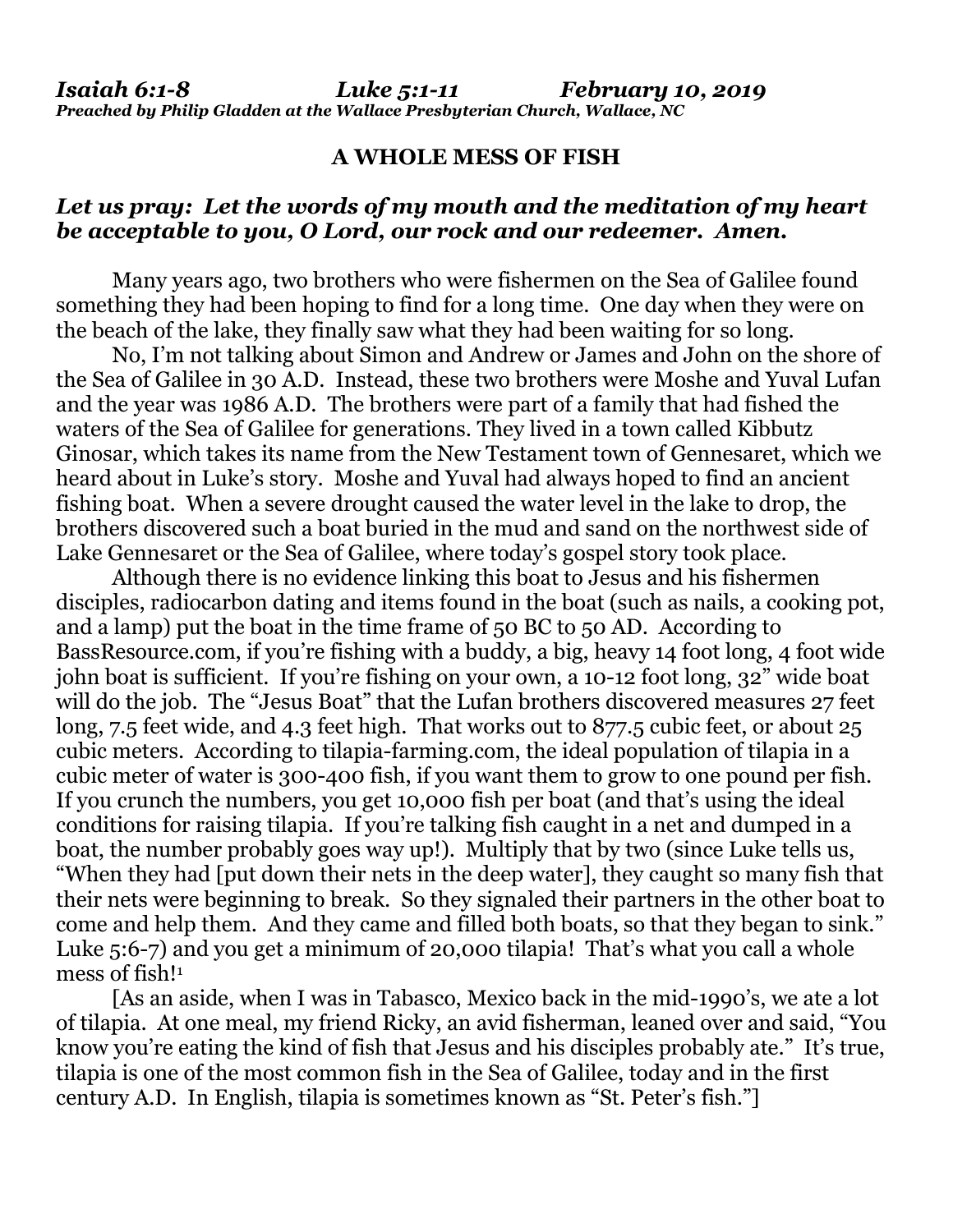***Isaiah 6:1-8 Luke 5:1-11 February 10, 2019***
***Preached by Philip Gladden at the Wallace Presbyterian Church, Wallace, NC***

**A WHOLE MESS OF FISH**

***Let us pray: Let the words of my mouth and the meditation of my heart be acceptable to you, O Lord, our rock and our redeemer. Amen.***

Many years ago, two brothers who were fishermen on the Sea of Galilee found something they had been hoping to find for a long time. One day when they were on the beach of the lake, they finally saw what they had been waiting for so long.

No, I'm not talking about Simon and Andrew or James and John on the shore of the Sea of Galilee in 30 A.D. Instead, these two brothers were Moshe and Yuval Lufan and the year was 1986 A.D. The brothers were part of a family that had fished the waters of the Sea of Galilee for generations. They lived in a town called Kibbutz Ginosar, which takes its name from the New Testament town of Gennesaret, which we heard about in Luke's story. Moshe and Yuval had always hoped to find an ancient fishing boat. When a severe drought caused the water level in the lake to drop, the brothers discovered such a boat buried in the mud and sand on the northwest side of Lake Gennesaret or the Sea of Galilee, where today's gospel story took place.

Although there is no evidence linking this boat to Jesus and his fishermen disciples, radiocarbon dating and items found in the boat (such as nails, a cooking pot, and a lamp) put the boat in the time frame of 50 BC to 50 AD. According to BassResource.com, if you're fishing with a buddy, a big, heavy 14 foot long, 4 foot wide john boat is sufficient. If you're fishing on your own, a 10-12 foot long, 32" wide boat will do the job. The "Jesus Boat" that the Lufan brothers discovered measures 27 feet long, 7.5 feet wide, and 4.3 feet high. That works out to 877.5 cubic feet, or about 25 cubic meters. According to tilapia-farming.com, the ideal population of tilapia in a cubic meter of water is 300-400 fish, if you want them to grow to one pound per fish. If you crunch the numbers, you get 10,000 fish per boat (and that's using the ideal conditions for raising tilapia. If you're talking fish caught in a net and dumped in a boat, the number probably goes way up!). Multiply that by two (since Luke tells us, "When they had [put down their nets in the deep water], they caught so many fish that their nets were beginning to break. So they signaled their partners in the other boat to come and help them. And they came and filled both boats, so that they began to sink." Luke 5:6-7) and you get a minimum of 20,000 tilapia! That's what you call a whole mess of fish![1]

[As an aside, when I was in Tabasco, Mexico back in the mid-1990's, we ate a lot of tilapia. At one meal, my friend Ricky, an avid fisherman, leaned over and said, "You know you're eating the kind of fish that Jesus and his disciples probably ate." It's true, tilapia is one of the most common fish in the Sea of Galilee, today and in the first century A.D. In English, tilapia is sometimes known as "St. Peter's fish."]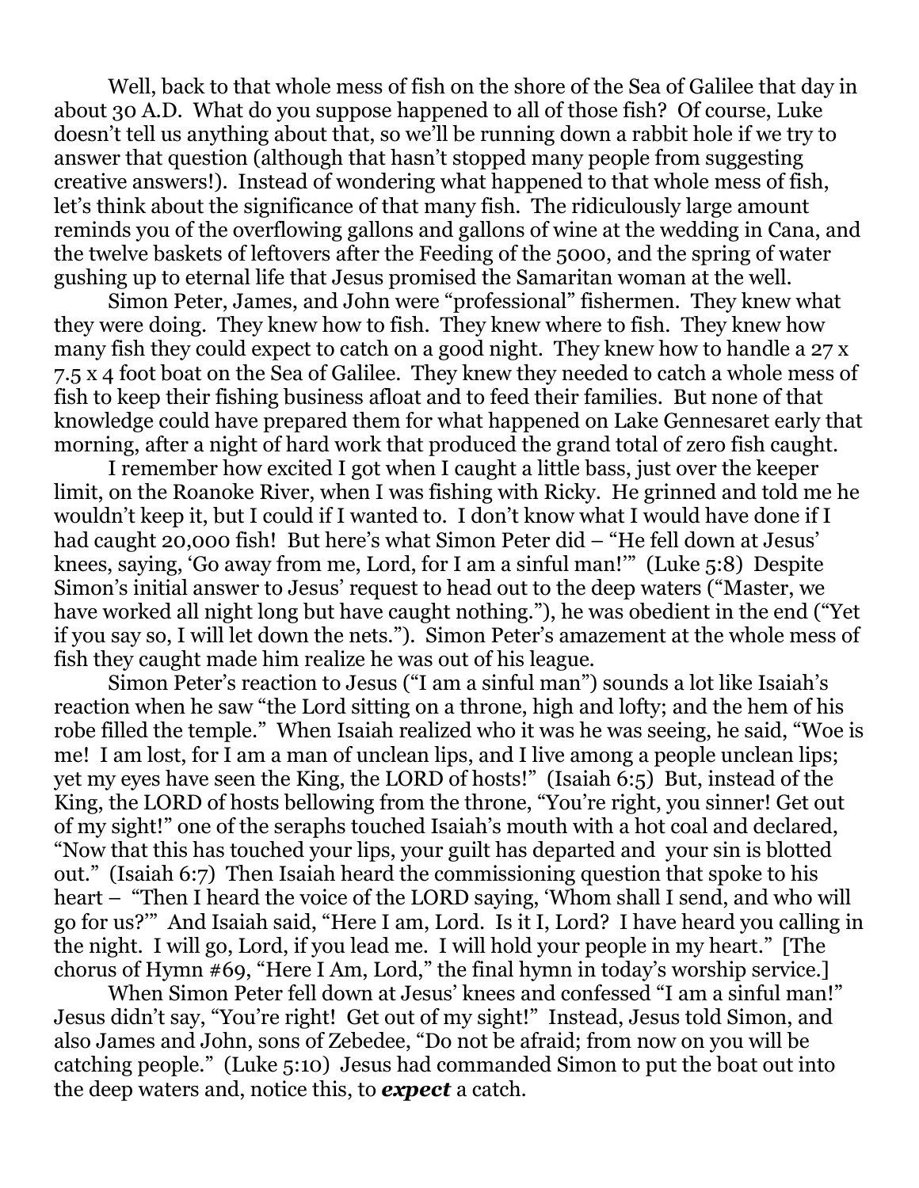Well, back to that whole mess of fish on the shore of the Sea of Galilee that day in about 30 A.D. What do you suppose happened to all of those fish? Of course, Luke doesn't tell us anything about that, so we'll be running down a rabbit hole if we try to answer that question (although that hasn't stopped many people from suggesting creative answers!). Instead of wondering what happened to that whole mess of fish, let's think about the significance of that many fish. The ridiculously large amount reminds you of the overflowing gallons and gallons of wine at the wedding in Cana, and the twelve baskets of leftovers after the Feeding of the 5000, and the spring of water gushing up to eternal life that Jesus promised the Samaritan woman at the well.

Simon Peter, James, and John were "professional" fishermen. They knew what they were doing. They knew how to fish. They knew where to fish. They knew how many fish they could expect to catch on a good night. They knew how to handle a 27 x 7.5 x 4 foot boat on the Sea of Galilee. They knew they needed to catch a whole mess of fish to keep their fishing business afloat and to feed their families. But none of that knowledge could have prepared them for what happened on Lake Gennesaret early that morning, after a night of hard work that produced the grand total of zero fish caught.

I remember how excited I got when I caught a little bass, just over the keeper limit, on the Roanoke River, when I was fishing with Ricky. He grinned and told me he wouldn't keep it, but I could if I wanted to. I don't know what I would have done if I had caught 20,000 fish! But here's what Simon Peter did – "He fell down at Jesus' knees, saying, 'Go away from me, Lord, for I am a sinful man!'" (Luke 5:8) Despite Simon's initial answer to Jesus' request to head out to the deep waters ("Master, we have worked all night long but have caught nothing."), he was obedient in the end ("Yet if you say so, I will let down the nets."). Simon Peter's amazement at the whole mess of fish they caught made him realize he was out of his league.

Simon Peter's reaction to Jesus ("I am a sinful man") sounds a lot like Isaiah's reaction when he saw "the Lord sitting on a throne, high and lofty; and the hem of his robe filled the temple." When Isaiah realized who it was he was seeing, he said, "Woe is me! I am lost, for I am a man of unclean lips, and I live among a people unclean lips; yet my eyes have seen the King, the LORD of hosts!" (Isaiah 6:5) But, instead of the King, the LORD of hosts bellowing from the throne, "You're right, you sinner! Get out of my sight!" one of the seraphs touched Isaiah's mouth with a hot coal and declared, "Now that this has touched your lips, your guilt has departed and your sin is blotted out." (Isaiah 6:7) Then Isaiah heard the commissioning question that spoke to his heart – "Then I heard the voice of the LORD saying, 'Whom shall I send, and who will go for us?'" And Isaiah said, "Here I am, Lord. Is it I, Lord? I have heard you calling in the night. I will go, Lord, if you lead me. I will hold your people in my heart." [The chorus of Hymn #69, "Here I Am, Lord," the final hymn in today's worship service.]

When Simon Peter fell down at Jesus' knees and confessed "I am a sinful man!" Jesus didn't say, "You're right! Get out of my sight!" Instead, Jesus told Simon, and also James and John, sons of Zebedee, "Do not be afraid; from now on you will be catching people." (Luke 5:10) Jesus had commanded Simon to put the boat out into the deep waters and, notice this, to ***expect*** a catch.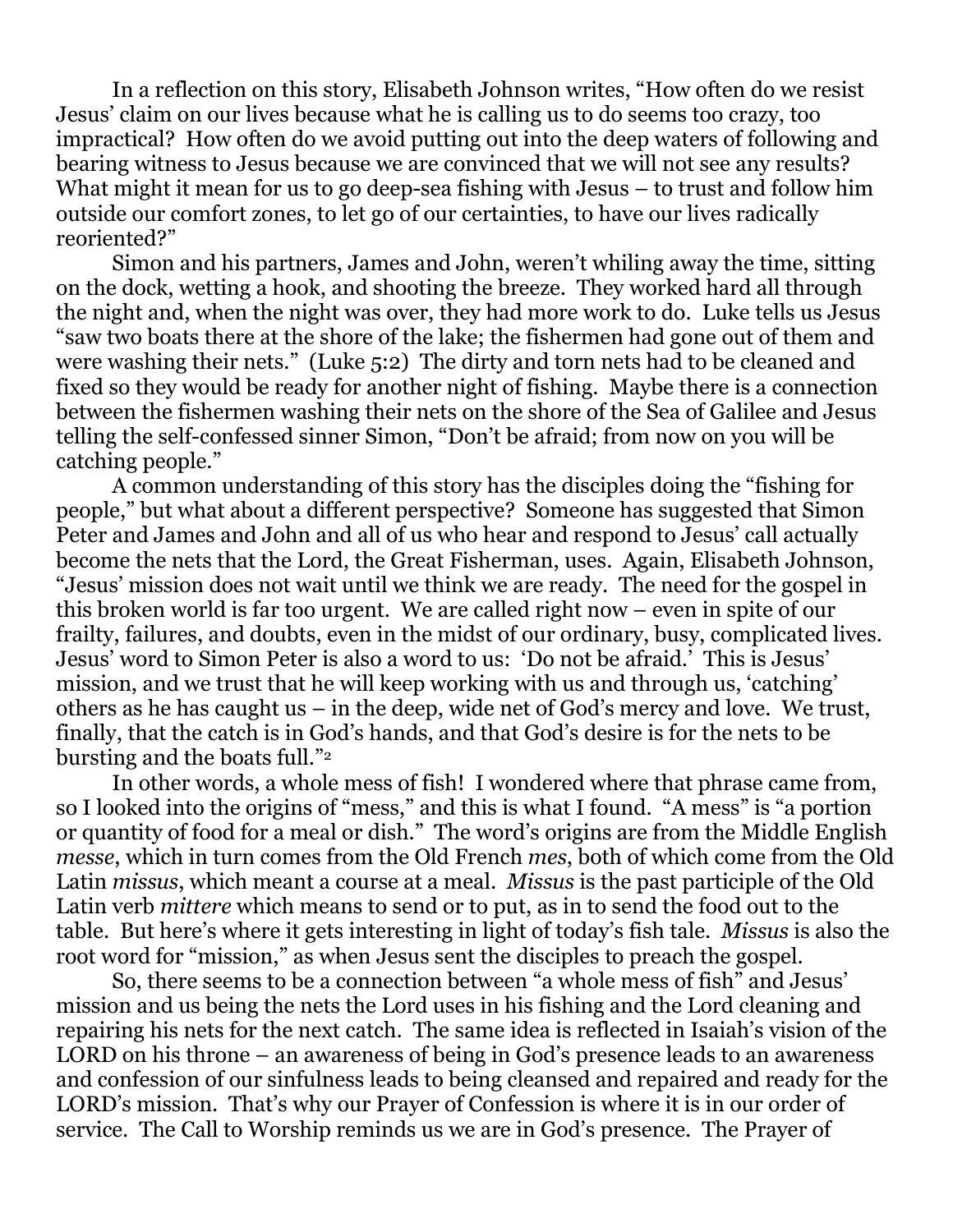In a reflection on this story, Elisabeth Johnson writes, "How often do we resist Jesus' claim on our lives because what he is calling us to do seems too crazy, too impractical? How often do we avoid putting out into the deep waters of following and bearing witness to Jesus because we are convinced that we will not see any results? What might it mean for us to go deep-sea fishing with Jesus – to trust and follow him outside our comfort zones, to let go of our certainties, to have our lives radically reoriented?"

Simon and his partners, James and John, weren't whiling away the time, sitting on the dock, wetting a hook, and shooting the breeze. They worked hard all through the night and, when the night was over, they had more work to do. Luke tells us Jesus "saw two boats there at the shore of the lake; the fishermen had gone out of them and were washing their nets." (Luke 5:2) The dirty and torn nets had to be cleaned and fixed so they would be ready for another night of fishing. Maybe there is a connection between the fishermen washing their nets on the shore of the Sea of Galilee and Jesus telling the self-confessed sinner Simon, "Don't be afraid; from now on you will be catching people."

A common understanding of this story has the disciples doing the "fishing for people," but what about a different perspective? Someone has suggested that Simon Peter and James and John and all of us who hear and respond to Jesus' call actually become the nets that the Lord, the Great Fisherman, uses. Again, Elisabeth Johnson, "Jesus' mission does not wait until we think we are ready. The need for the gospel in this broken world is far too urgent. We are called right now – even in spite of our frailty, failures, and doubts, even in the midst of our ordinary, busy, complicated lives. Jesus' word to Simon Peter is also a word to us: 'Do not be afraid.' This is Jesus' mission, and we trust that he will keep working with us and through us, 'catching' others as he has caught us – in the deep, wide net of God's mercy and love. We trust, finally, that the catch is in God's hands, and that God's desire is for the nets to be bursting and the boats full."[2]

In other words, a whole mess of fish! I wondered where that phrase came from, so I looked into the origins of "mess," and this is what I found. "A mess" is "a portion or quantity of food for a meal or dish." The word's origins are from the Middle English *messe*, which in turn comes from the Old French *mes*, both of which come from the Old Latin *missus*, which meant a course at a meal. *Missus* is the past participle of the Old Latin verb *mittere* which means to send or to put, as in to send the food out to the table. But here's where it gets interesting in light of today's fish tale. *Missus* is also the root word for "mission," as when Jesus sent the disciples to preach the gospel.

So, there seems to be a connection between "a whole mess of fish" and Jesus' mission and us being the nets the Lord uses in his fishing and the Lord cleaning and repairing his nets for the next catch. The same idea is reflected in Isaiah's vision of the LORD on his throne – an awareness of being in God's presence leads to an awareness and confession of our sinfulness leads to being cleansed and repaired and ready for the LORD's mission. That's why our Prayer of Confession is where it is in our order of service. The Call to Worship reminds us we are in God's presence. The Prayer of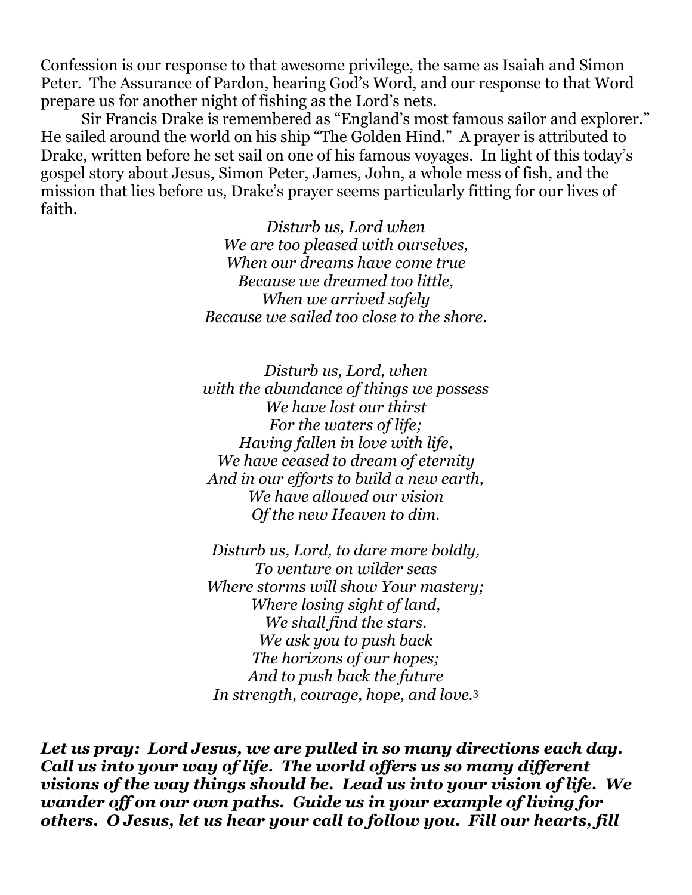Confession is our response to that awesome privilege, the same as Isaiah and Simon Peter. The Assurance of Pardon, hearing God's Word, and our response to that Word prepare us for another night of fishing as the Lord's nets.

Sir Francis Drake is remembered as "England's most famous sailor and explorer." He sailed around the world on his ship "The Golden Hind." A prayer is attributed to Drake, written before he set sail on one of his famous voyages. In light of this today's gospel story about Jesus, Simon Peter, James, John, a whole mess of fish, and the mission that lies before us, Drake's prayer seems particularly fitting for our lives of faith.

*Disturb us, Lord when*
*We are too pleased with ourselves,*
*When our dreams have come true*
*Because we dreamed too little,*
*When we arrived safely*
*Because we sailed too close to the shore.*

*Disturb us, Lord, when*
*with the abundance of things we possess*
*We have lost our thirst*
*For the waters of life;*
*Having fallen in love with life,*
*We have ceased to dream of eternity*
*And in our efforts to build a new earth,*
*We have allowed our vision*
*Of the new Heaven to dim.*

*Disturb us, Lord, to dare more boldly,*
*To venture on wilder seas*
*Where storms will show Your mastery;*
*Where losing sight of land,*
*We shall find the stars.*
*We ask you to push back*
*The horizons of our hopes;*
*And to push back the future*
*In strength, courage, hope, and love.*[3]

***Let us pray: Lord Jesus, we are pulled in so many directions each day. Call us into your way of life. The world offers us so many different visions of the way things should be. Lead us into your vision of life. We wander off on our own paths. Guide us in your example of living for others. O Jesus, let us hear your call to follow you. Fill our hearts, fill***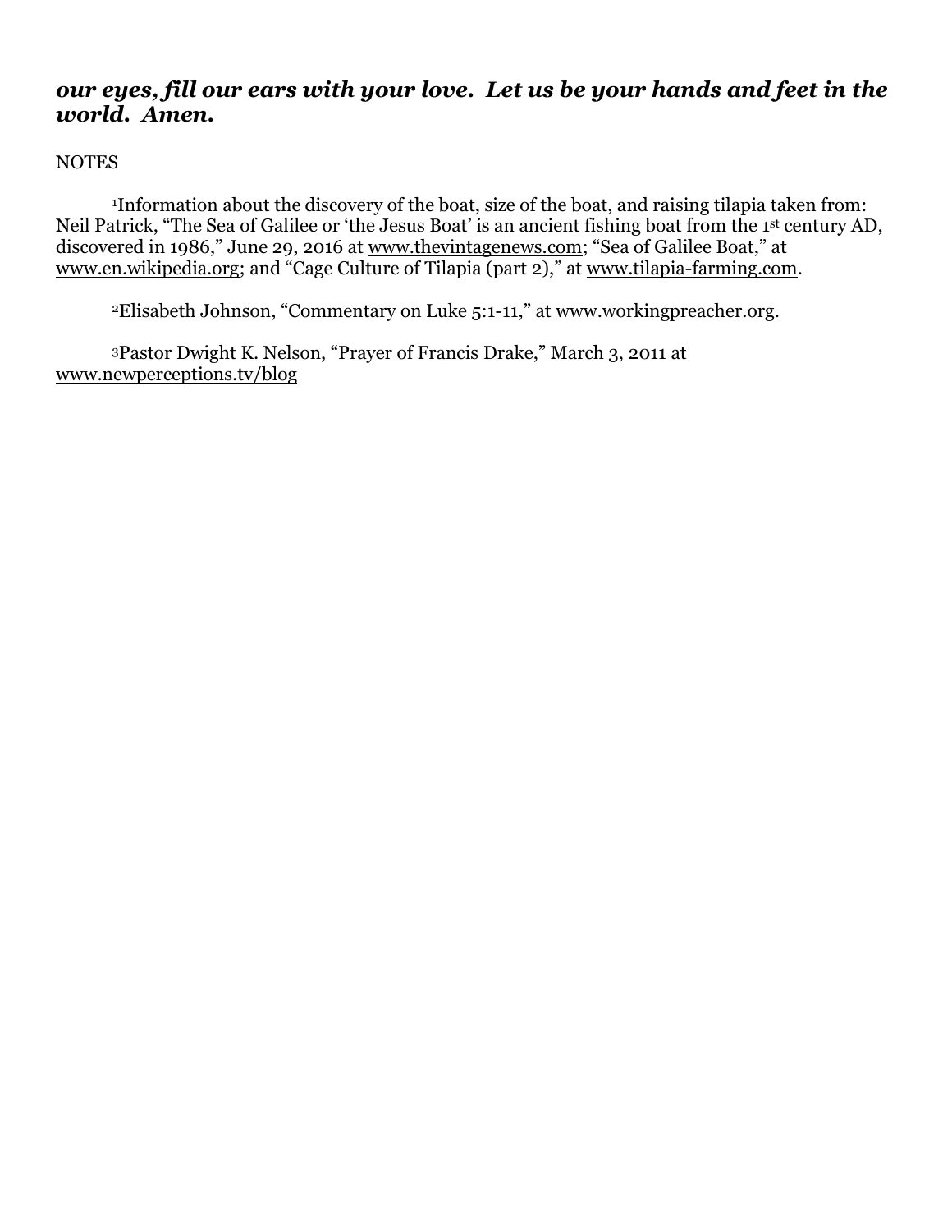***our eyes, fill our ears with your love. Let us be your hands and feet in the world. Amen.***

NOTES

[1]Information about the discovery of the boat, size of the boat, and raising tilapia taken from: Neil Patrick, "The Sea of Galilee or 'the Jesus Boat' is an ancient fishing boat from the 1st century AD, discovered in 1986," June 29, 2016 at www.thevintagenews.com; "Sea of Galilee Boat," at www.en.wikipedia.org; and "Cage Culture of Tilapia (part 2)," at www.tilapia-farming.com.

[2]Elisabeth Johnson, "Commentary on Luke 5:1-11," at www.workingpreacher.org.

[3]Pastor Dwight K. Nelson, "Prayer of Francis Drake," March 3, 2011 at www.newperceptions.tv/blog